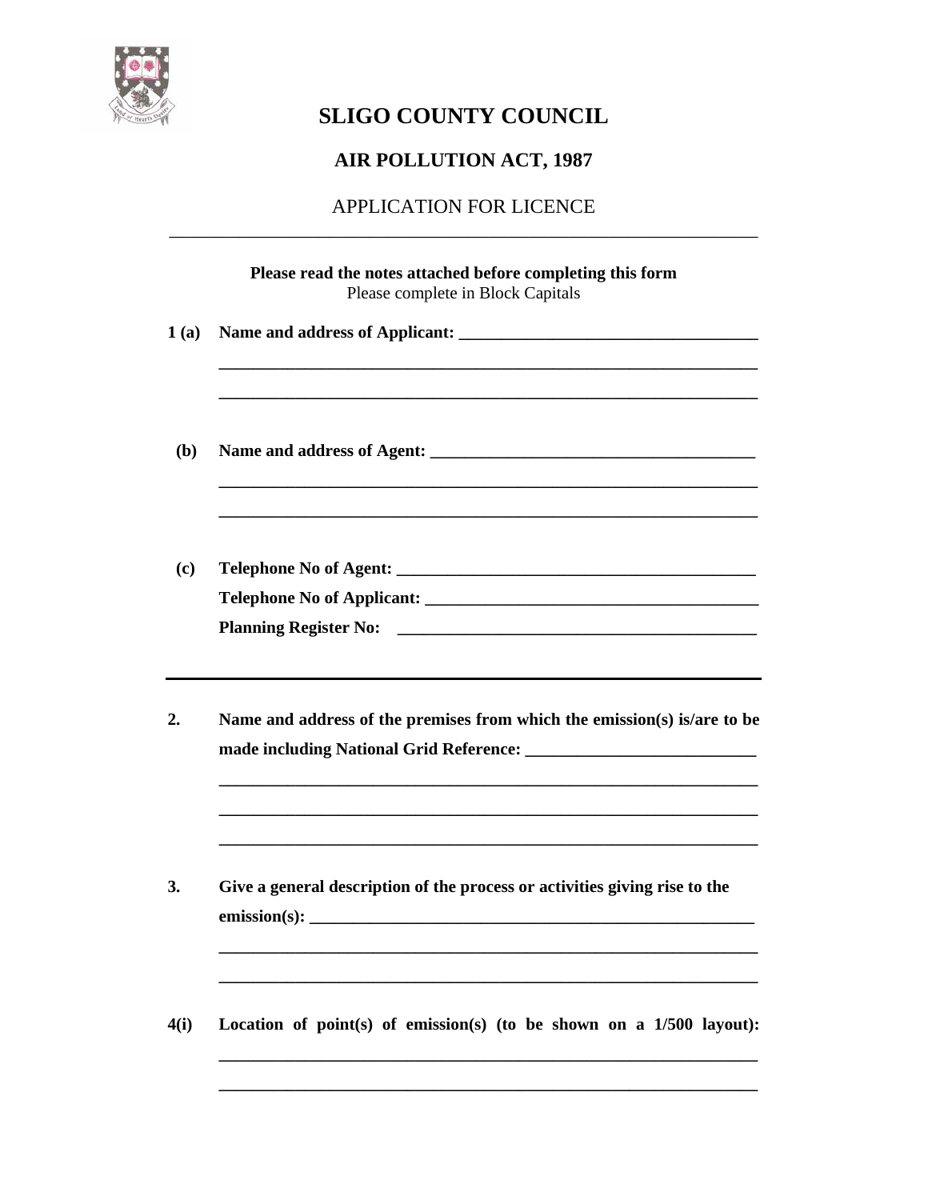# SLIGO COUNTY COUNCIL

## AIR POLLUTION ACT, 1987

APPLICATION FOR LICENCE

---

**Please read the notes attached before completing this form**
Please complete in Block Capitals

**1 (a) Name and address of Applicant:** ______________________________

______________________________

______________________________

**(b) Name and address of Agent:** ______________________________

______________________________

______________________________

**(c) Telephone No of Agent:** ______________________________

**Telephone No of Applicant:** ______________________________

**Planning Register No:** ______________________________

---

**2. Name and address of the premises from which the emission(s) is/are to be made including National Grid Reference:** ______________________________

______________________________

______________________________

______________________________

**3. Give a general description of the process or activities giving rise to the emission(s):** ______________________________

______________________________

______________________________

**4(i) Location of point(s) of emission(s) (to be shown on a 1/500 layout):**

______________________________

______________________________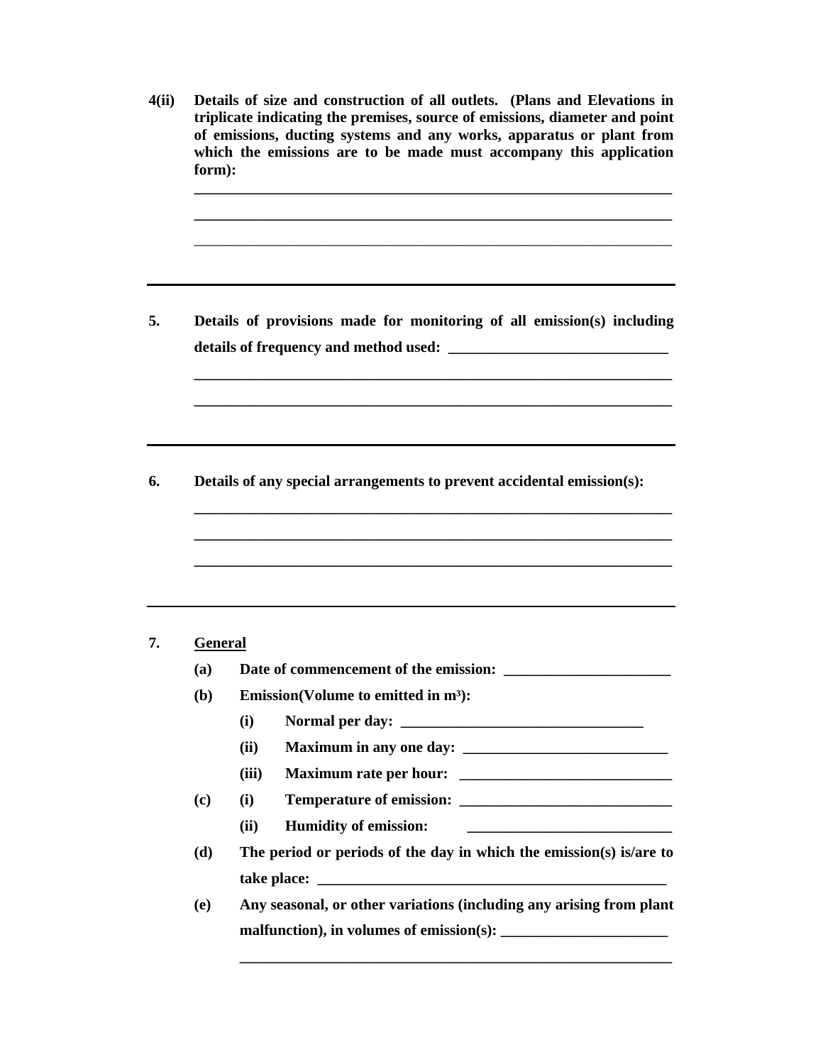**4(ii) Details of size and construction of all outlets. (Plans and Elevations in triplicate indicating the premises, source of emissions, diameter and point of emissions, ducting systems and any works, apparatus or plant from which the emissions are to be made must accompany this application form):**

______________________________________________________________

______________________________________________________________

______________________________________________________________

---

**5. Details of provisions made for monitoring of all emission(s) including details of frequency and method used:** ____________________________

______________________________________________________________

______________________________________________________________

---

**6. Details of any special arrangements to prevent accidental emission(s):**

______________________________________________________________

______________________________________________________________

______________________________________________________________

---

**7. <u>General</u>**

**(a) Date of commencement of the emission:** ______________________

**(b) Emission(Volume to emitted in m$^3$):**

**(i) Normal per day:** ________________________________

**(ii) Maximum in any one day:** __________________________

**(iii) Maximum rate per hour:** ___________________________

**(c) (i) Temperature of emission:** ___________________________

**(ii) Humidity of emission:** ___________________________

**(d) The period or periods of the day in which the emission(s) is/are to take place:** _____________________________________________

**(e) Any seasonal, or other variations (including any arising from plant malfunction), in volumes of emission(s):** ______________________

__________________________________________________________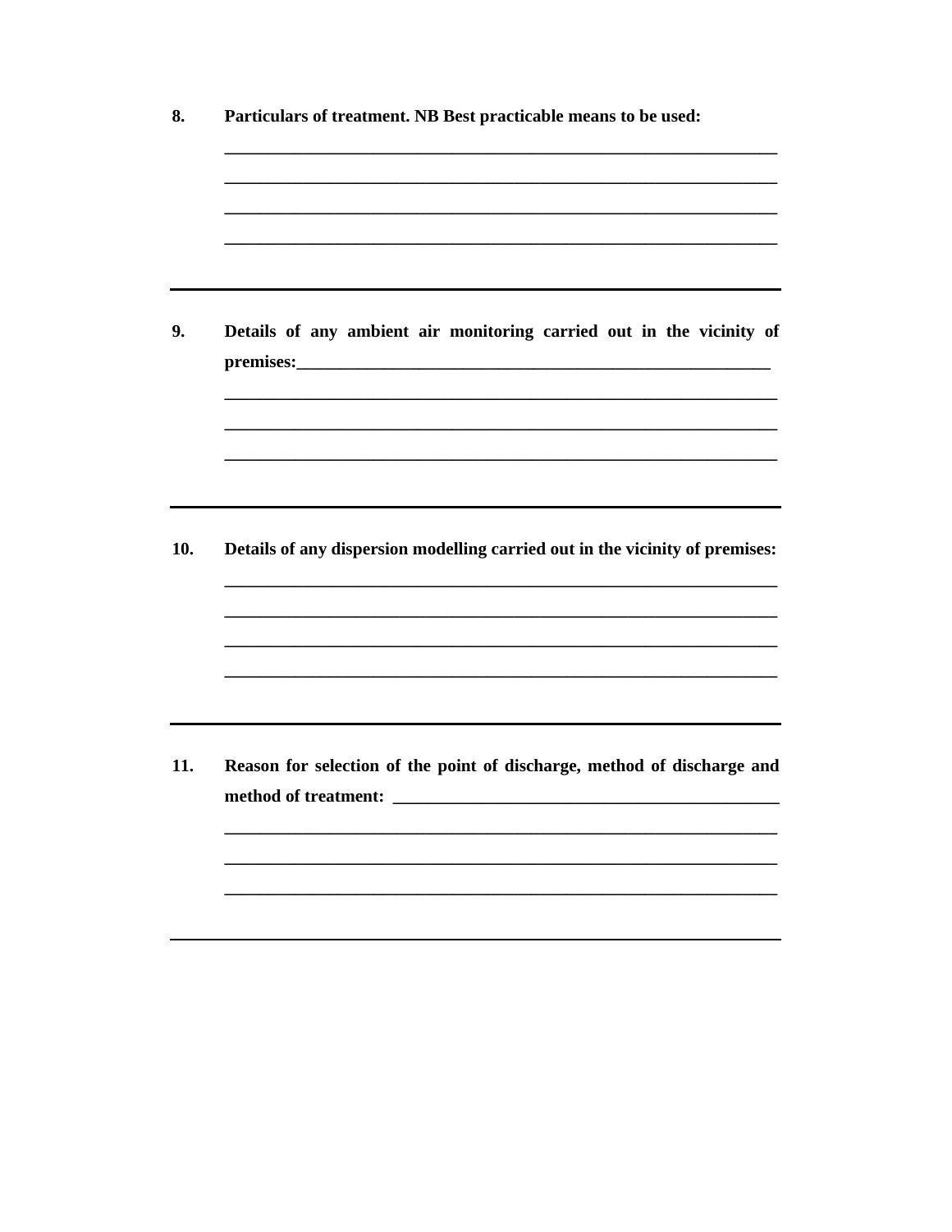**8. Particulars of treatment. NB Best practicable means to be used:**

___________________________________________________________________

___________________________________________________________________

___________________________________________________________________

___________________________________________________________________

---

**9. Details of any ambient air monitoring carried out in the vicinity of premises:**___________________________________________________________

___________________________________________________________________

___________________________________________________________________

___________________________________________________________________

---

**10. Details of any dispersion modelling carried out in the vicinity of premises:**

___________________________________________________________________

___________________________________________________________________

___________________________________________________________________

___________________________________________________________________

---

**11. Reason for selection of the point of discharge, method of discharge and method of treatment:** _____________________________________________

___________________________________________________________________

___________________________________________________________________

___________________________________________________________________

---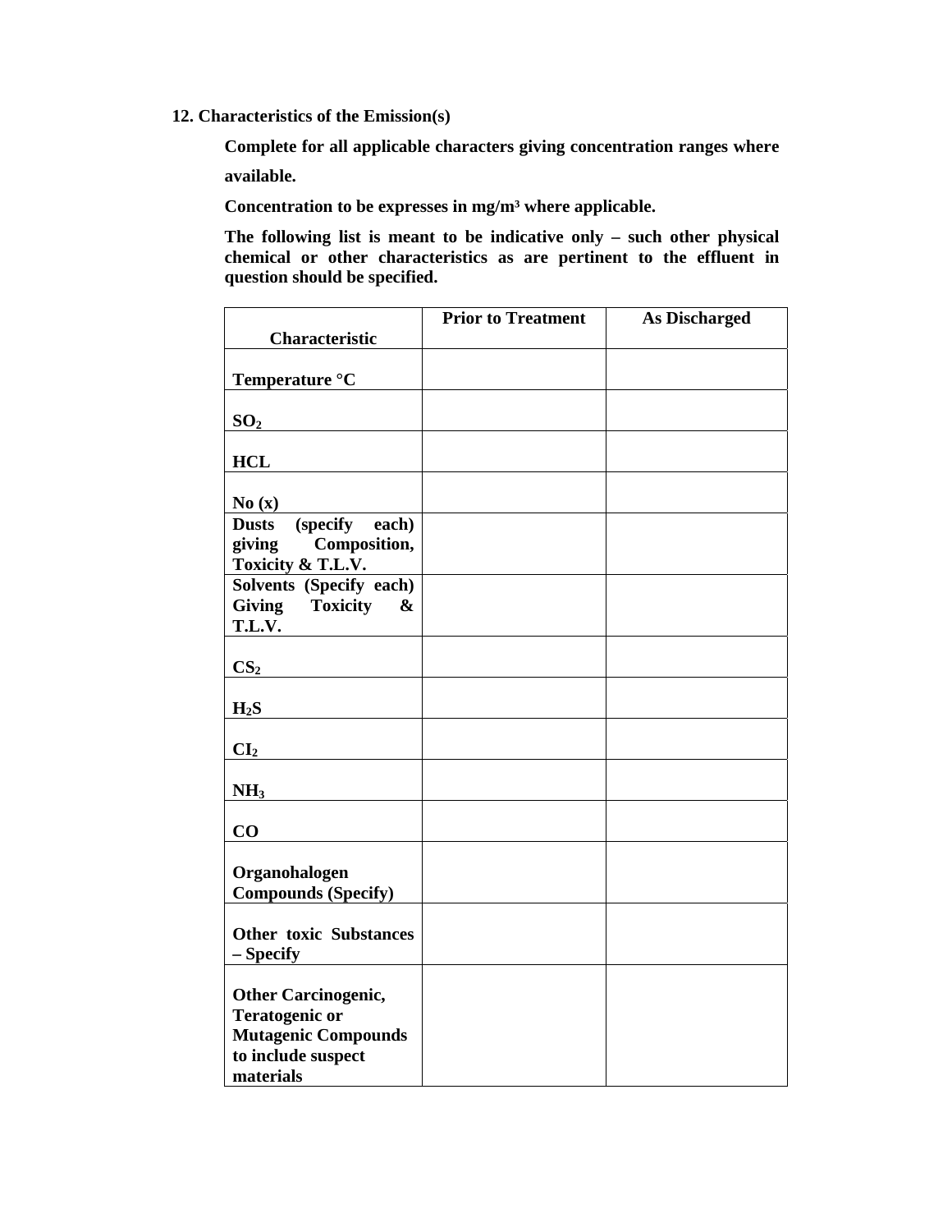**12. Characteristics of the Emission(s)**

**Complete for all applicable characters giving concentration ranges where available.**

**Concentration to be expresses in mg/m³ where applicable.**

**The following list is meant to be indicative only – such other physical chemical or other characteristics as are pertinent to the effluent in question should be specified.**

| Characteristic | Prior to Treatment | As Discharged |
|---|---|---|
| Temperature °C | | |
| $SO_2$ | | |
| HCL | | |
| No (x) | | |
| Dusts (specify each) giving Composition, Toxicity & T.L.V. | | |
| Solvents (Specify each) Giving Toxicity & T.L.V. | | |
| $CS_2$ | | |
| $H_2S$ | | |
| $CI_2$ | | |
| $NH_3$ | | |
| CO | | |
| Organohalogen Compounds (Specify) | | |
| Other toxic Substances – Specify | | |
| Other Carcinogenic, Teratogenic or Mutagenic Compounds to include suspect materials | | |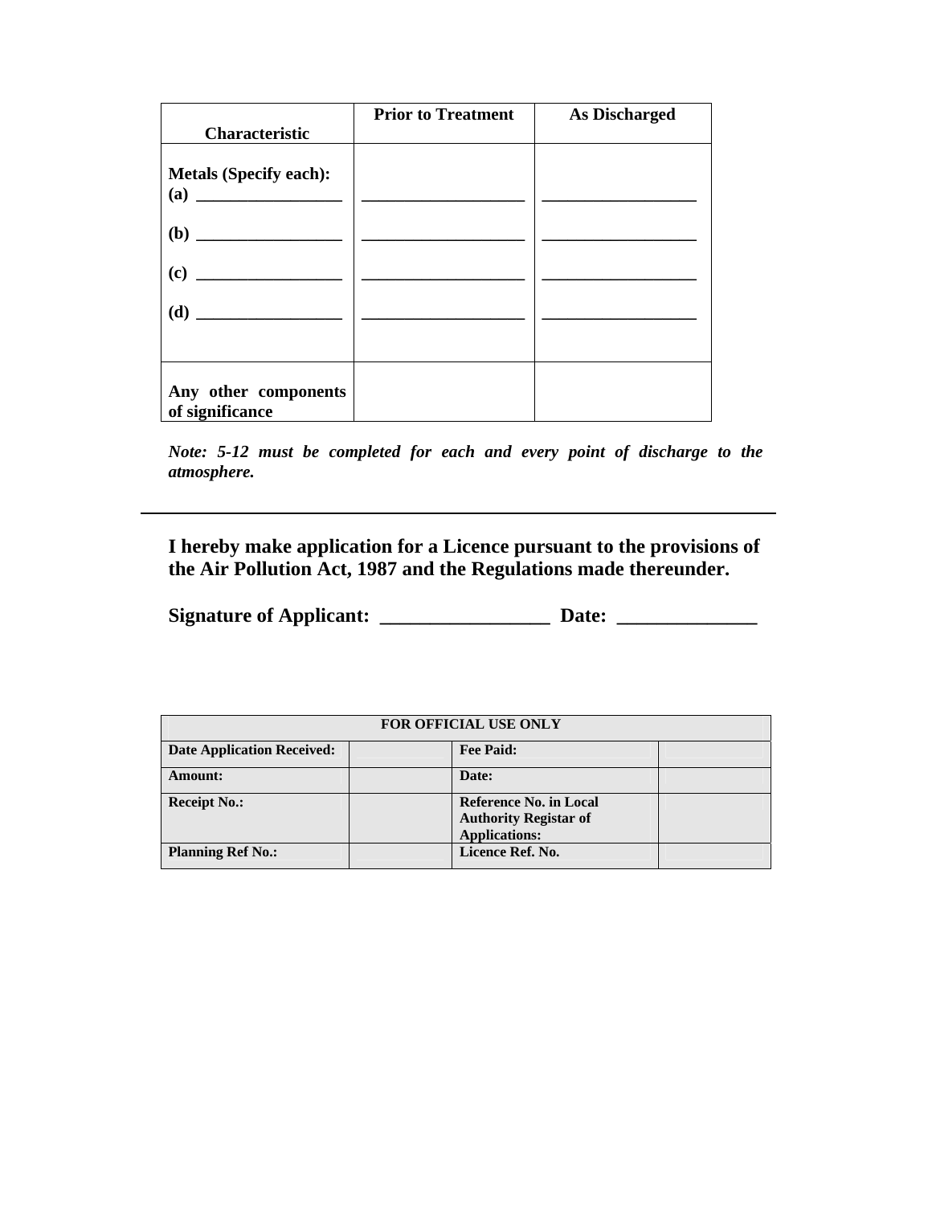| Characteristic | Prior to Treatment | As Discharged |
|---|---|---|
| **Metals (Specify each):** | | |
| **(a)** _________________ | ___________________ | __________________ |
| **(b)** _________________ | ___________________ | __________________ |
| **(c)** _________________ | ___________________ | __________________ |
| **(d)** _________________ | ___________________ | __________________ |
| **Any other components of significance** | | |

***Note: 5-12 must be completed for each and every point of discharge to the atmosphere.***

---

**I hereby make application for a Licence pursuant to the provisions of the Air Pollution Act, 1987 and the Regulations made thereunder.**

**Signature of Applicant: _________________ Date: ______________**

| FOR OFFICIAL USE ONLY | | | |
|---|---|---|---|
| **Date Application Received:** | | **Fee Paid:** | |
| **Amount:** | | **Date:** | |
| **Receipt No.:** | | **Reference No. in Local Authority Registar of Applications:** | |
| **Planning Ref No.:** | | **Licence Ref. No.** | |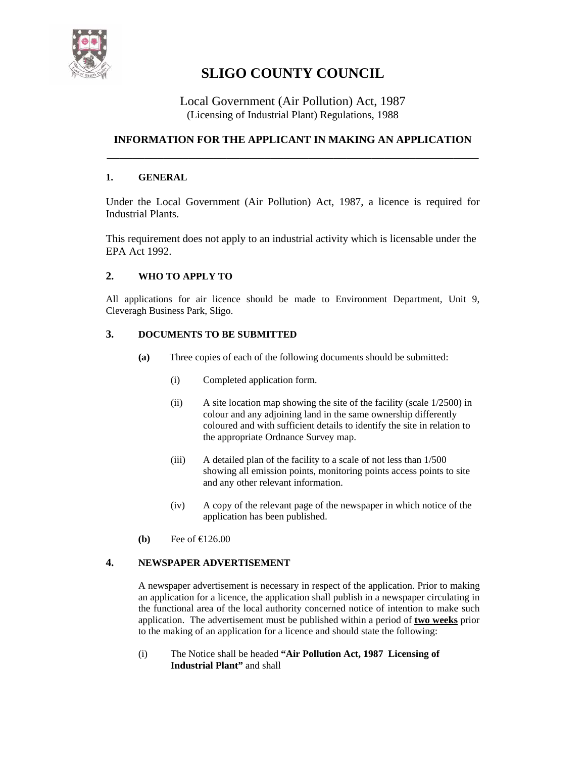# SLIGO COUNTY COUNCIL

Local Government (Air Pollution) Act, 1987
(Licensing of Industrial Plant) Regulations, 1988

## INFORMATION FOR THE APPLICANT IN MAKING AN APPLICATION

### 1. GENERAL

Under the Local Government (Air Pollution) Act, 1987, a licence is required for Industrial Plants.

This requirement does not apply to an industrial activity which is licensable under the EPA Act 1992.

### 2. WHO TO APPLY TO

All applications for air licence should be made to Environment Department, Unit 9, Cleveragh Business Park, Sligo.

### 3. DOCUMENTS TO BE SUBMITTED

**(a)** Three copies of each of the following documents should be submitted:

(i) Completed application form.

(ii) A site location map showing the site of the facility (scale 1/2500) in colour and any adjoining land in the same ownership differently coloured and with sufficient details to identify the site in relation to the appropriate Ordnance Survey map.

(iii) A detailed plan of the facility to a scale of not less than 1/500 showing all emission points, monitoring points access points to site and any other relevant information.

(iv) A copy of the relevant page of the newspaper in which notice of the application has been published.

**(b)** Fee of €126.00

### 4. NEWSPAPER ADVERTISEMENT

A newspaper advertisement is necessary in respect of the application. Prior to making an application for a licence, the application shall publish in a newspaper circulating in the functional area of the local authority concerned notice of intention to make such application. The advertisement must be published within a period of **two weeks** prior to the making of an application for a licence and should state the following:

(i) The Notice shall be headed **"Air Pollution Act, 1987 Licensing of Industrial Plant"** and shall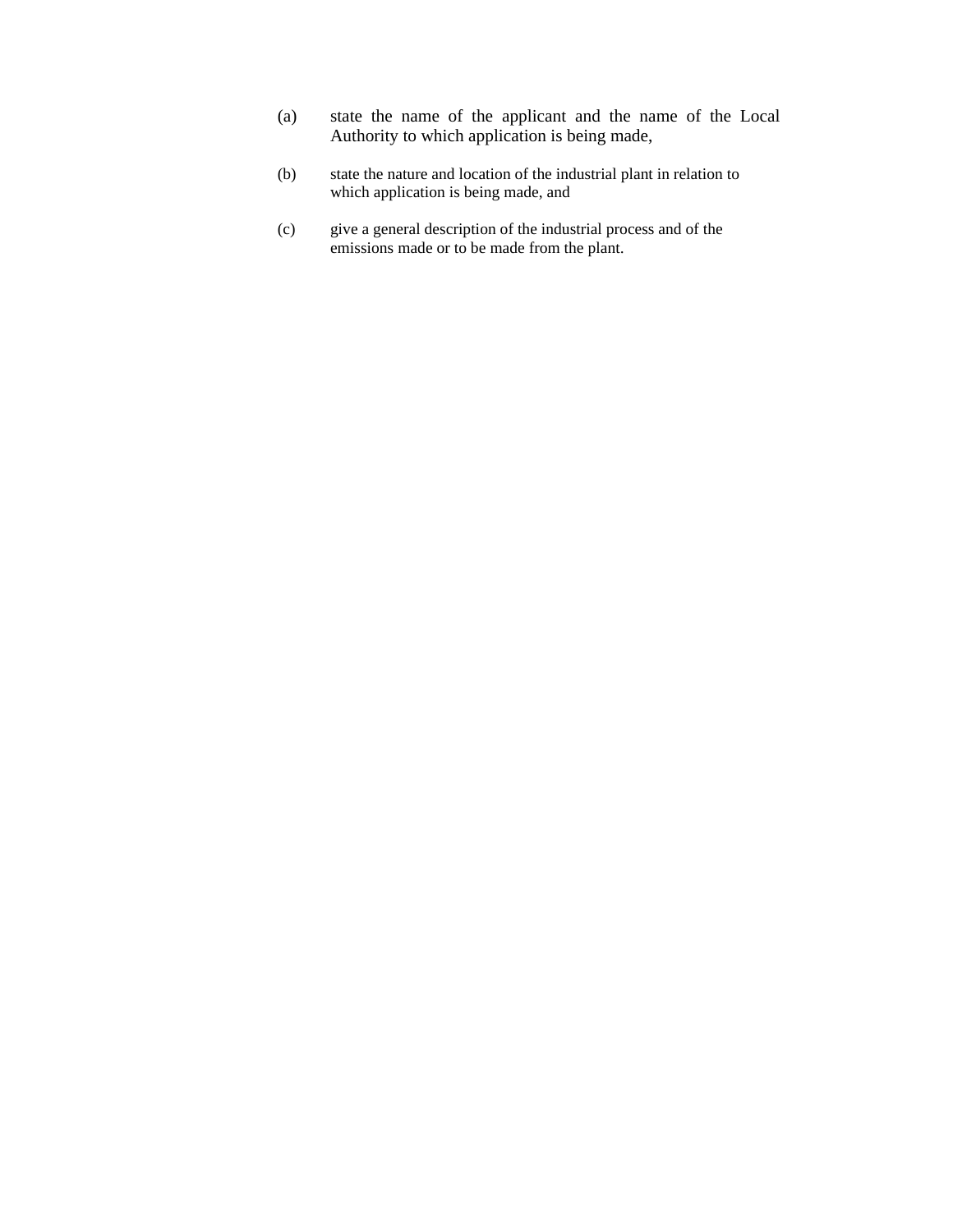(a) state the name of the applicant and the name of the Local Authority to which application is being made,

(b) state the nature and location of the industrial plant in relation to which application is being made, and

(c) give a general description of the industrial process and of the emissions made or to be made from the plant.